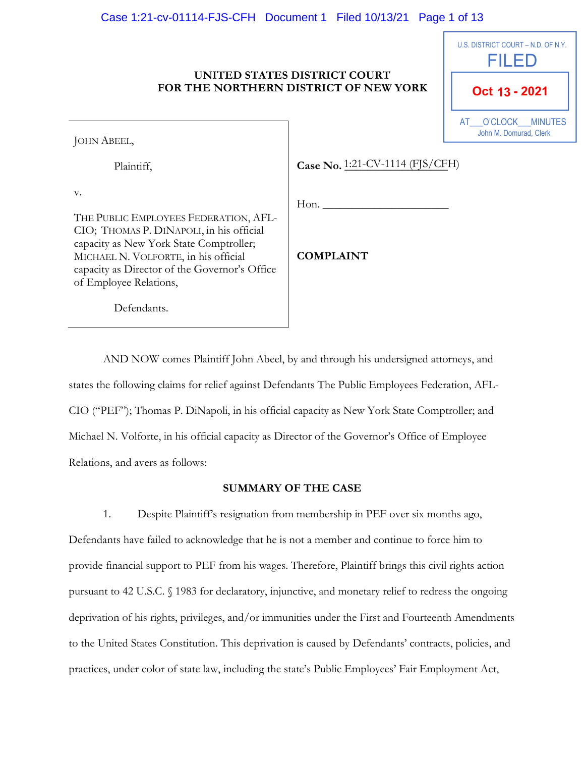**UNITED STATES DISTRICT COURT**
**FOR THE NORTHERN DISTRICT OF NEW YORK**

U.S. DISTRICT COURT – N.D. OF N.Y.
FILED
Oct 13 - 2021
AT\_\_\_O'CLOCK\_\_\_MINUTES
John M. Domurad, Clerk

| | |
|---|---|
| JOHN ABEEL,<br><br>Plaintiff,<br><br>v.<br><br>THE PUBLIC EMPLOYEES FEDERATION, AFL-CIO; THOMAS P. DINAPOLI, in his official capacity as New York State Comptroller; MICHAEL N. VOLFORTE, in his official capacity as Director of the Governor's Office of Employee Relations,<br><br>Defendants. | **Case No.** 1:21-CV-1114 (FJS/CFH)<br><br>Hon. \_\_\_\_\_\_\_\_\_\_\_\_\_\_\_\_\_\_\_\_\_\_<br><br>**COMPLAINT** |

AND NOW comes Plaintiff John Abeel, by and through his undersigned attorneys, and states the following claims for relief against Defendants The Public Employees Federation, AFL-CIO ("PEF"); Thomas P. DiNapoli, in his official capacity as New York State Comptroller; and Michael N. Volforte, in his official capacity as Director of the Governor's Office of Employee Relations, and avers as follows:

## SUMMARY OF THE CASE

1. Despite Plaintiff's resignation from membership in PEF over six months ago, Defendants have failed to acknowledge that he is not a member and continue to force him to provide financial support to PEF from his wages. Therefore, Plaintiff brings this civil rights action pursuant to 42 U.S.C. § 1983 for declaratory, injunctive, and monetary relief to redress the ongoing deprivation of his rights, privileges, and/or immunities under the First and Fourteenth Amendments to the United States Constitution. This deprivation is caused by Defendants' contracts, policies, and practices, under color of state law, including the state's Public Employees' Fair Employment Act,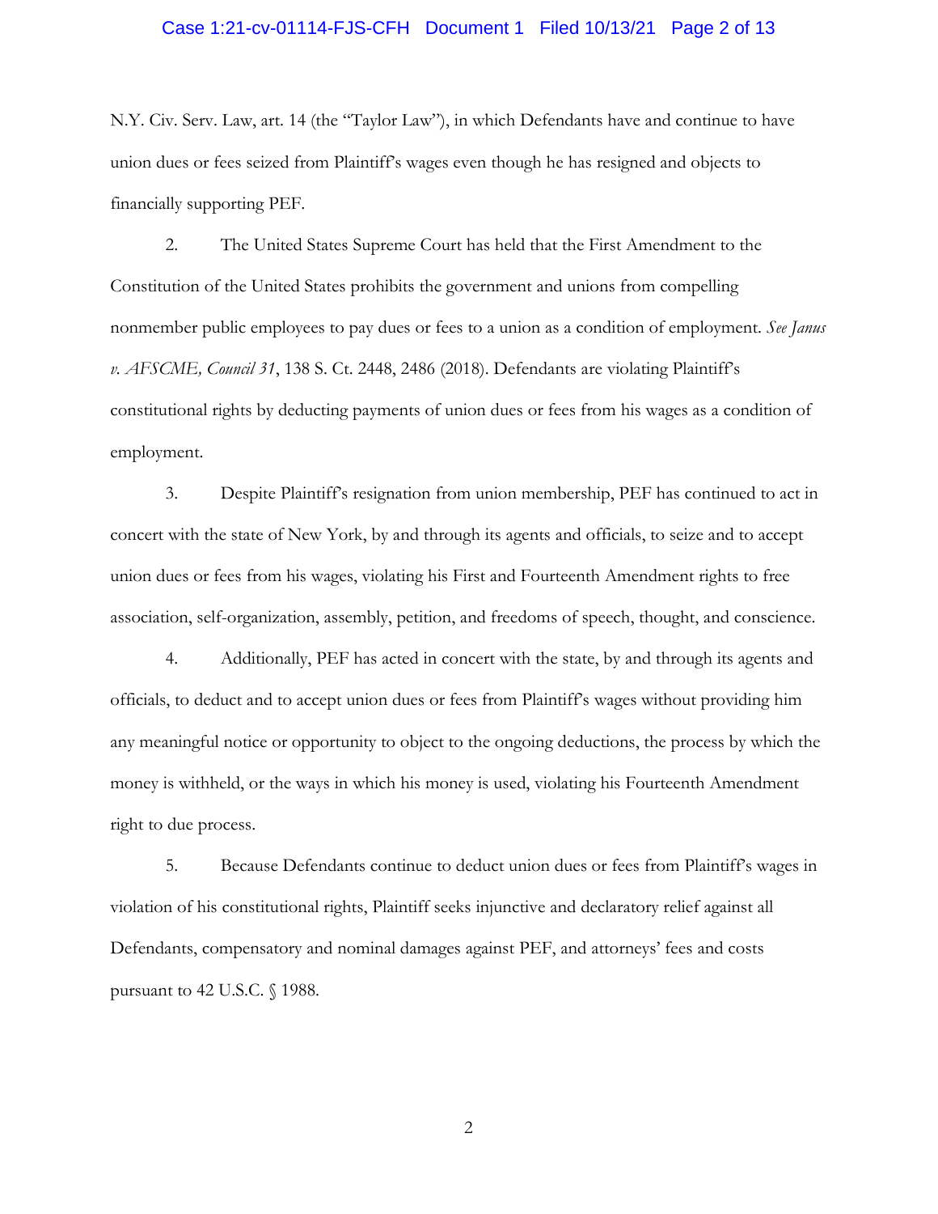N.Y. Civ. Serv. Law, art. 14 (the "Taylor Law"), in which Defendants have and continue to have union dues or fees seized from Plaintiff's wages even though he has resigned and objects to financially supporting PEF.

2. The United States Supreme Court has held that the First Amendment to the Constitution of the United States prohibits the government and unions from compelling nonmember public employees to pay dues or fees to a union as a condition of employment. *See Janus v. AFSCME, Council 31*, 138 S. Ct. 2448, 2486 (2018). Defendants are violating Plaintiff's constitutional rights by deducting payments of union dues or fees from his wages as a condition of employment.

3. Despite Plaintiff's resignation from union membership, PEF has continued to act in concert with the state of New York, by and through its agents and officials, to seize and to accept union dues or fees from his wages, violating his First and Fourteenth Amendment rights to free association, self-organization, assembly, petition, and freedoms of speech, thought, and conscience.

4. Additionally, PEF has acted in concert with the state, by and through its agents and officials, to deduct and to accept union dues or fees from Plaintiff's wages without providing him any meaningful notice or opportunity to object to the ongoing deductions, the process by which the money is withheld, or the ways in which his money is used, violating his Fourteenth Amendment right to due process.

5. Because Defendants continue to deduct union dues or fees from Plaintiff's wages in violation of his constitutional rights, Plaintiff seeks injunctive and declaratory relief against all Defendants, compensatory and nominal damages against PEF, and attorneys' fees and costs pursuant to 42 U.S.C. § 1988.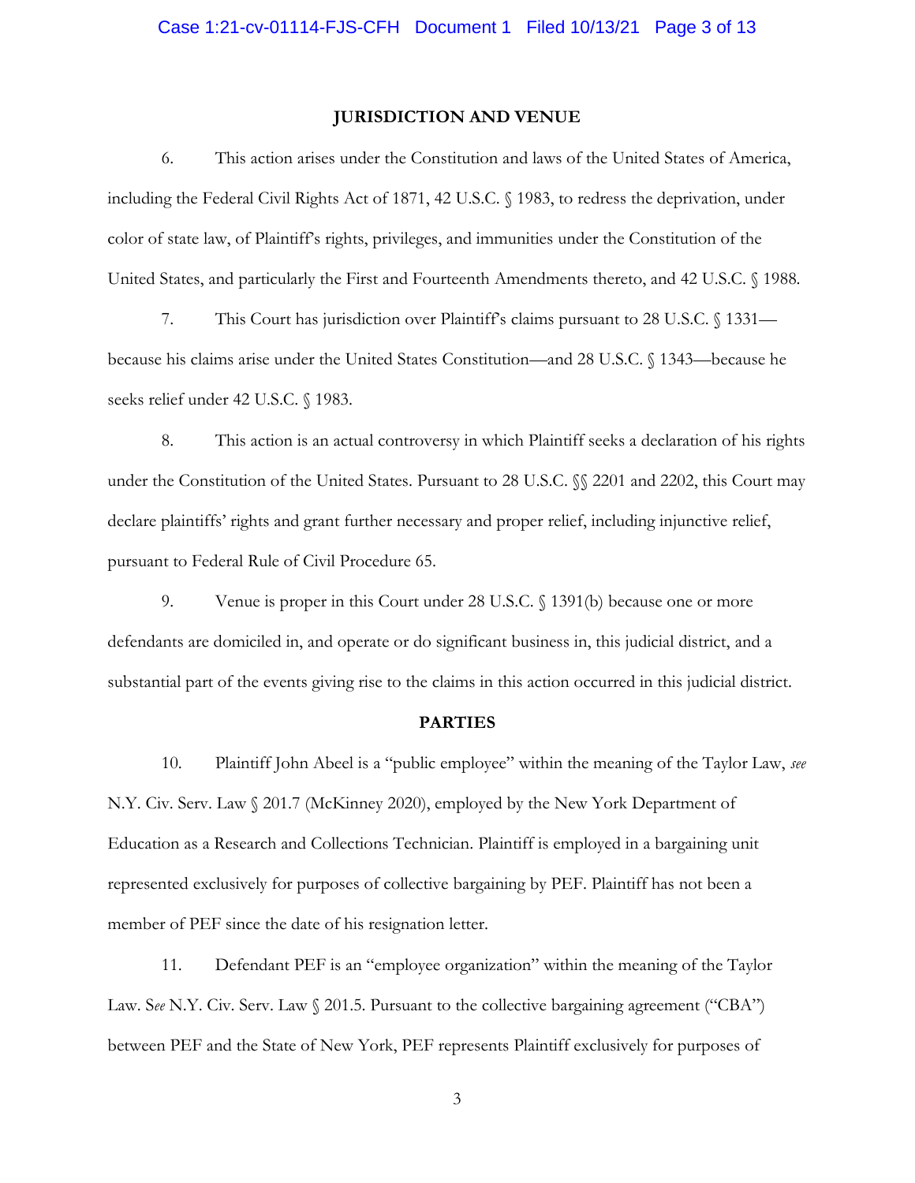## JURISDICTION AND VENUE

6. This action arises under the Constitution and laws of the United States of America, including the Federal Civil Rights Act of 1871, 42 U.S.C. § 1983, to redress the deprivation, under color of state law, of Plaintiff's rights, privileges, and immunities under the Constitution of the United States, and particularly the First and Fourteenth Amendments thereto, and 42 U.S.C. § 1988.

7. This Court has jurisdiction over Plaintiff's claims pursuant to 28 U.S.C. § 1331—because his claims arise under the United States Constitution—and 28 U.S.C. § 1343—because he seeks relief under 42 U.S.C. § 1983.

8. This action is an actual controversy in which Plaintiff seeks a declaration of his rights under the Constitution of the United States. Pursuant to 28 U.S.C. §§ 2201 and 2202, this Court may declare plaintiffs' rights and grant further necessary and proper relief, including injunctive relief, pursuant to Federal Rule of Civil Procedure 65.

9. Venue is proper in this Court under 28 U.S.C. § 1391(b) because one or more defendants are domiciled in, and operate or do significant business in, this judicial district, and a substantial part of the events giving rise to the claims in this action occurred in this judicial district.

## PARTIES

10. Plaintiff John Abeel is a "public employee" within the meaning of the Taylor Law, *see* N.Y. Civ. Serv. Law § 201.7 (McKinney 2020), employed by the New York Department of Education as a Research and Collections Technician. Plaintiff is employed in a bargaining unit represented exclusively for purposes of collective bargaining by PEF. Plaintiff has not been a member of PEF since the date of his resignation letter.

11. Defendant PEF is an "employee organization" within the meaning of the Taylor Law. S*ee* N.Y. Civ. Serv. Law § 201.5. Pursuant to the collective bargaining agreement ("CBA") between PEF and the State of New York, PEF represents Plaintiff exclusively for purposes of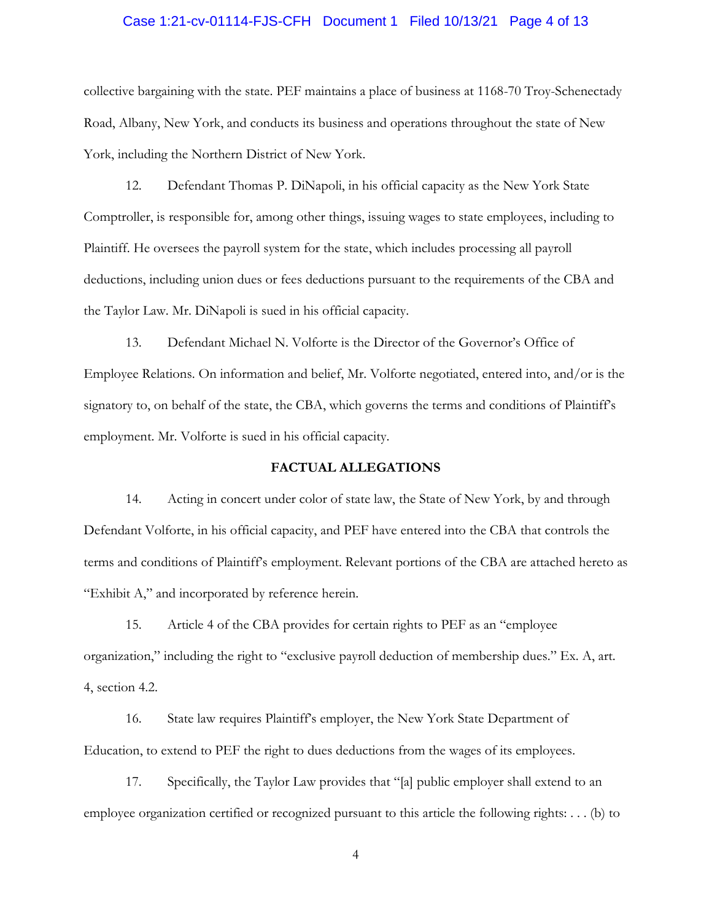collective bargaining with the state. PEF maintains a place of business at 1168-70 Troy-Schenectady Road, Albany, New York, and conducts its business and operations throughout the state of New York, including the Northern District of New York.

12. Defendant Thomas P. DiNapoli, in his official capacity as the New York State Comptroller, is responsible for, among other things, issuing wages to state employees, including to Plaintiff. He oversees the payroll system for the state, which includes processing all payroll deductions, including union dues or fees deductions pursuant to the requirements of the CBA and the Taylor Law. Mr. DiNapoli is sued in his official capacity.

13. Defendant Michael N. Volforte is the Director of the Governor's Office of Employee Relations. On information and belief, Mr. Volforte negotiated, entered into, and/or is the signatory to, on behalf of the state, the CBA, which governs the terms and conditions of Plaintiff's employment. Mr. Volforte is sued in his official capacity.

## FACTUAL ALLEGATIONS

14. Acting in concert under color of state law, the State of New York, by and through Defendant Volforte, in his official capacity, and PEF have entered into the CBA that controls the terms and conditions of Plaintiff's employment. Relevant portions of the CBA are attached hereto as "Exhibit A," and incorporated by reference herein.

15. Article 4 of the CBA provides for certain rights to PEF as an "employee organization," including the right to "exclusive payroll deduction of membership dues." Ex. A, art. 4, section 4.2.

16. State law requires Plaintiff's employer, the New York State Department of Education, to extend to PEF the right to dues deductions from the wages of its employees.

17. Specifically, the Taylor Law provides that "[a] public employer shall extend to an employee organization certified or recognized pursuant to this article the following rights: . . . (b) to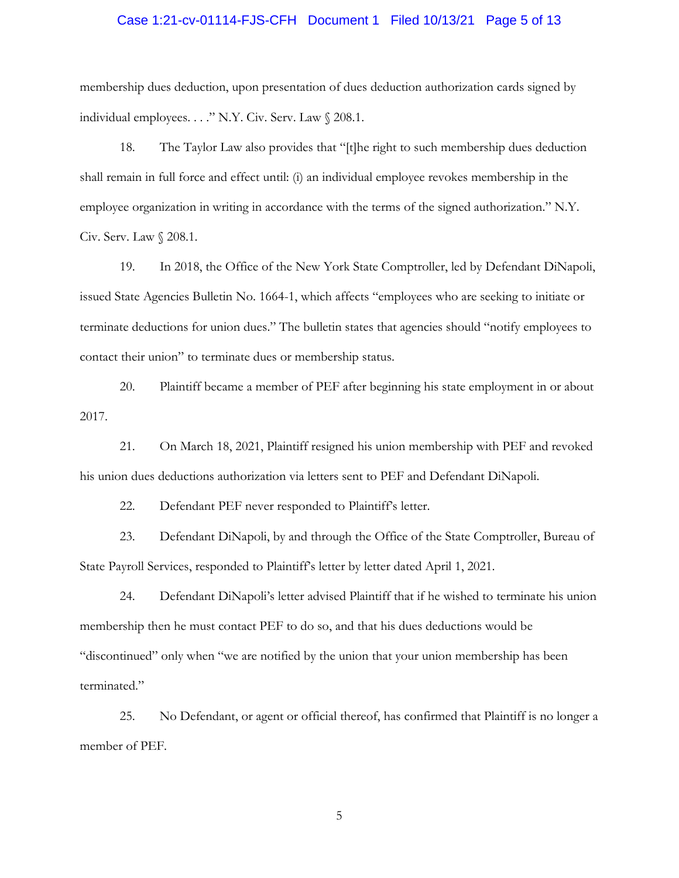membership dues deduction, upon presentation of dues deduction authorization cards signed by individual employees. . . ." N.Y. Civ. Serv. Law § 208.1.

18. The Taylor Law also provides that "[t]he right to such membership dues deduction shall remain in full force and effect until: (i) an individual employee revokes membership in the employee organization in writing in accordance with the terms of the signed authorization." N.Y. Civ. Serv. Law § 208.1.

19. In 2018, the Office of the New York State Comptroller, led by Defendant DiNapoli, issued State Agencies Bulletin No. 1664-1, which affects "employees who are seeking to initiate or terminate deductions for union dues." The bulletin states that agencies should "notify employees to contact their union" to terminate dues or membership status.

20. Plaintiff became a member of PEF after beginning his state employment in or about 2017.

21. On March 18, 2021, Plaintiff resigned his union membership with PEF and revoked his union dues deductions authorization via letters sent to PEF and Defendant DiNapoli.

22. Defendant PEF never responded to Plaintiff's letter.

23. Defendant DiNapoli, by and through the Office of the State Comptroller, Bureau of State Payroll Services, responded to Plaintiff's letter by letter dated April 1, 2021.

24. Defendant DiNapoli's letter advised Plaintiff that if he wished to terminate his union membership then he must contact PEF to do so, and that his dues deductions would be "discontinued" only when "we are notified by the union that your union membership has been terminated."

25. No Defendant, or agent or official thereof, has confirmed that Plaintiff is no longer a member of PEF.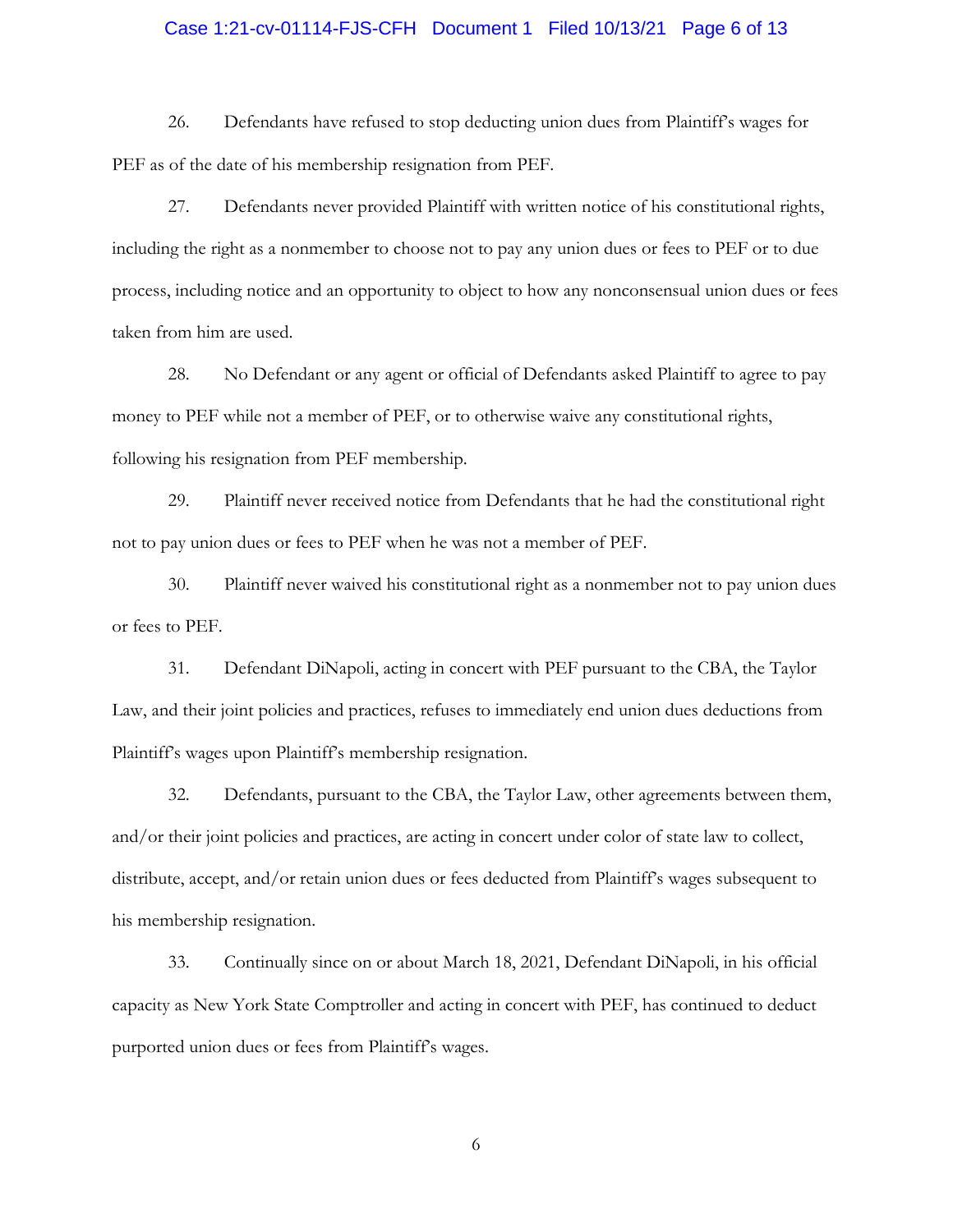26. Defendants have refused to stop deducting union dues from Plaintiff's wages for PEF as of the date of his membership resignation from PEF.

27. Defendants never provided Plaintiff with written notice of his constitutional rights, including the right as a nonmember to choose not to pay any union dues or fees to PEF or to due process, including notice and an opportunity to object to how any nonconsensual union dues or fees taken from him are used.

28. No Defendant or any agent or official of Defendants asked Plaintiff to agree to pay money to PEF while not a member of PEF, or to otherwise waive any constitutional rights, following his resignation from PEF membership.

29. Plaintiff never received notice from Defendants that he had the constitutional right not to pay union dues or fees to PEF when he was not a member of PEF.

30. Plaintiff never waived his constitutional right as a nonmember not to pay union dues or fees to PEF.

31. Defendant DiNapoli, acting in concert with PEF pursuant to the CBA, the Taylor Law, and their joint policies and practices, refuses to immediately end union dues deductions from Plaintiff's wages upon Plaintiff's membership resignation.

32. Defendants, pursuant to the CBA, the Taylor Law, other agreements between them, and/or their joint policies and practices, are acting in concert under color of state law to collect, distribute, accept, and/or retain union dues or fees deducted from Plaintiff's wages subsequent to his membership resignation.

33. Continually since on or about March 18, 2021, Defendant DiNapoli, in his official capacity as New York State Comptroller and acting in concert with PEF, has continued to deduct purported union dues or fees from Plaintiff's wages.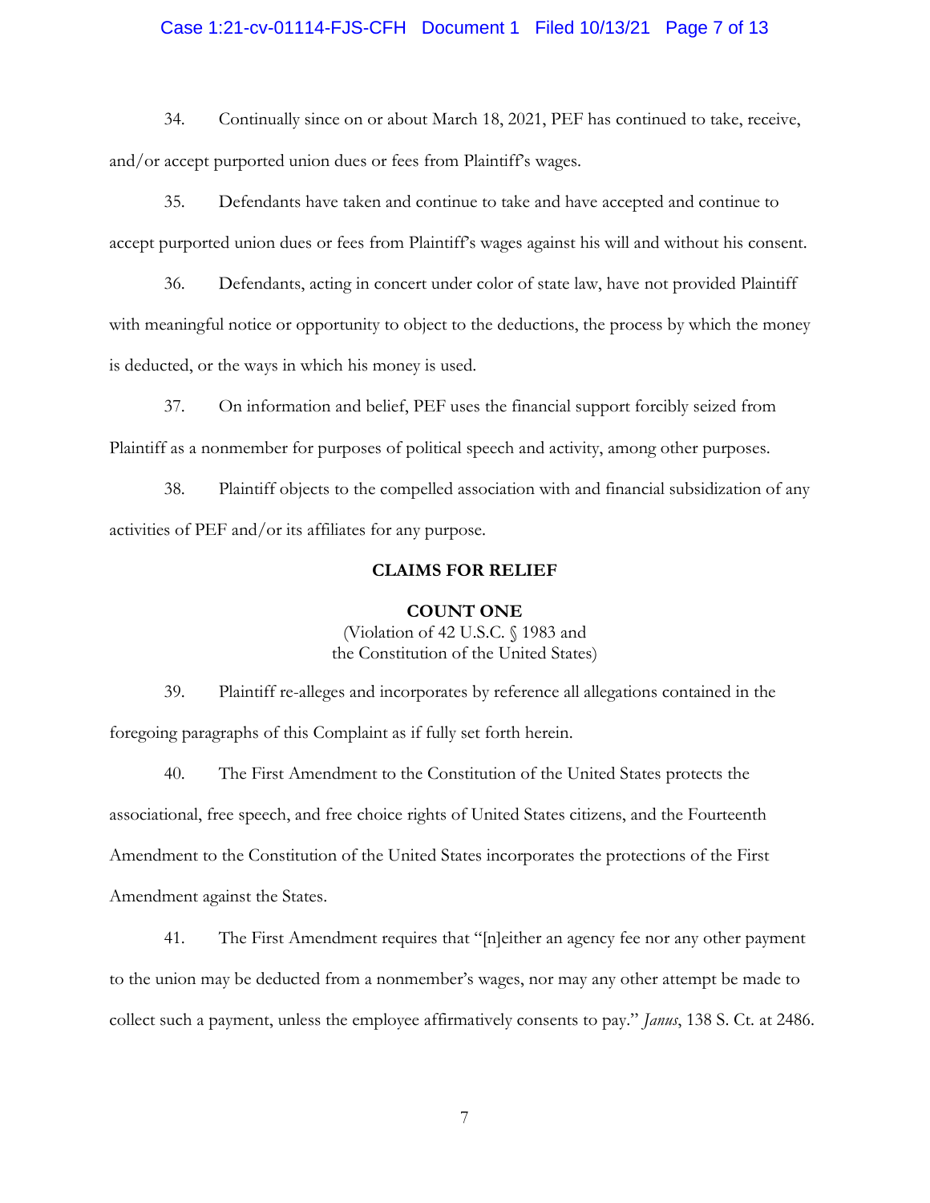34. Continually since on or about March 18, 2021, PEF has continued to take, receive, and/or accept purported union dues or fees from Plaintiff's wages.

35. Defendants have taken and continue to take and have accepted and continue to accept purported union dues or fees from Plaintiff's wages against his will and without his consent.

36. Defendants, acting in concert under color of state law, have not provided Plaintiff with meaningful notice or opportunity to object to the deductions, the process by which the money is deducted, or the ways in which his money is used.

37. On information and belief, PEF uses the financial support forcibly seized from Plaintiff as a nonmember for purposes of political speech and activity, among other purposes.

38. Plaintiff objects to the compelled association with and financial subsidization of any activities of PEF and/or its affiliates for any purpose.

## CLAIMS FOR RELIEF

### COUNT ONE

(Violation of 42 U.S.C. § 1983 and the Constitution of the United States)

39. Plaintiff re-alleges and incorporates by reference all allegations contained in the foregoing paragraphs of this Complaint as if fully set forth herein.

40. The First Amendment to the Constitution of the United States protects the associational, free speech, and free choice rights of United States citizens, and the Fourteenth Amendment to the Constitution of the United States incorporates the protections of the First Amendment against the States.

41. The First Amendment requires that "[n]either an agency fee nor any other payment to the union may be deducted from a nonmember's wages, nor may any other attempt be made to collect such a payment, unless the employee affirmatively consents to pay." *Janus*, 138 S. Ct. at 2486.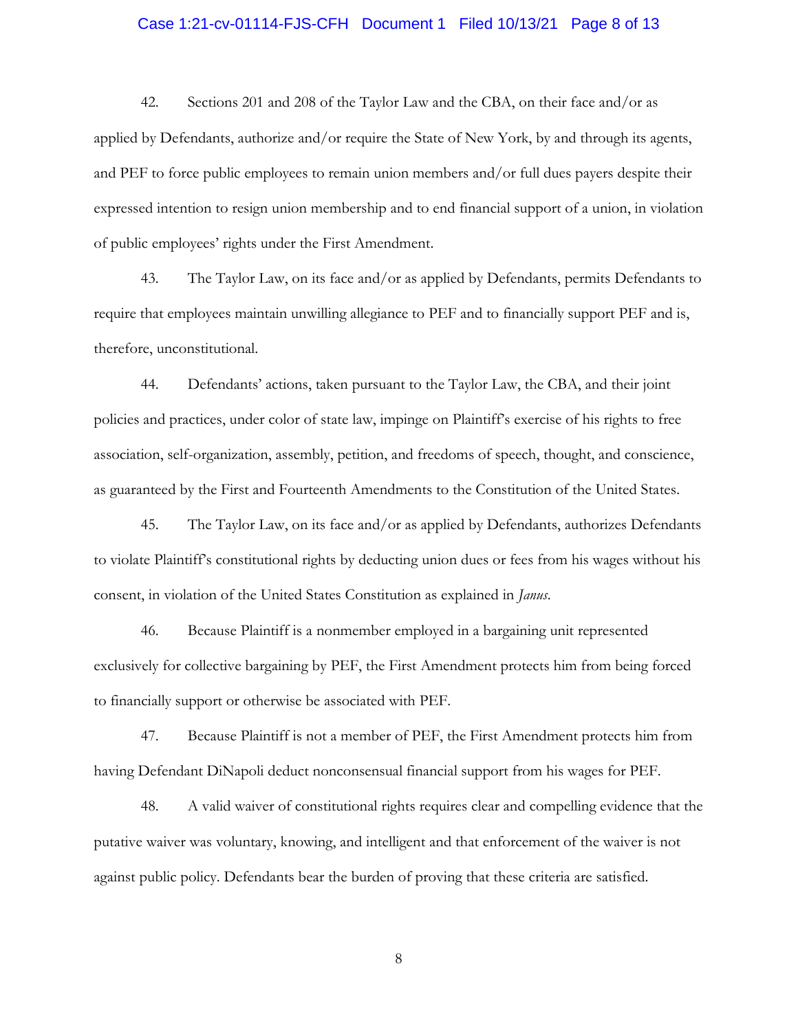42. Sections 201 and 208 of the Taylor Law and the CBA, on their face and/or as applied by Defendants, authorize and/or require the State of New York, by and through its agents, and PEF to force public employees to remain union members and/or full dues payers despite their expressed intention to resign union membership and to end financial support of a union, in violation of public employees' rights under the First Amendment.

43. The Taylor Law, on its face and/or as applied by Defendants, permits Defendants to require that employees maintain unwilling allegiance to PEF and to financially support PEF and is, therefore, unconstitutional.

44. Defendants' actions, taken pursuant to the Taylor Law, the CBA, and their joint policies and practices, under color of state law, impinge on Plaintiff's exercise of his rights to free association, self-organization, assembly, petition, and freedoms of speech, thought, and conscience, as guaranteed by the First and Fourteenth Amendments to the Constitution of the United States.

45. The Taylor Law, on its face and/or as applied by Defendants, authorizes Defendants to violate Plaintiff's constitutional rights by deducting union dues or fees from his wages without his consent, in violation of the United States Constitution as explained in *Janus*.

46. Because Plaintiff is a nonmember employed in a bargaining unit represented exclusively for collective bargaining by PEF, the First Amendment protects him from being forced to financially support or otherwise be associated with PEF.

47. Because Plaintiff is not a member of PEF, the First Amendment protects him from having Defendant DiNapoli deduct nonconsensual financial support from his wages for PEF.

48. A valid waiver of constitutional rights requires clear and compelling evidence that the putative waiver was voluntary, knowing, and intelligent and that enforcement of the waiver is not against public policy. Defendants bear the burden of proving that these criteria are satisfied.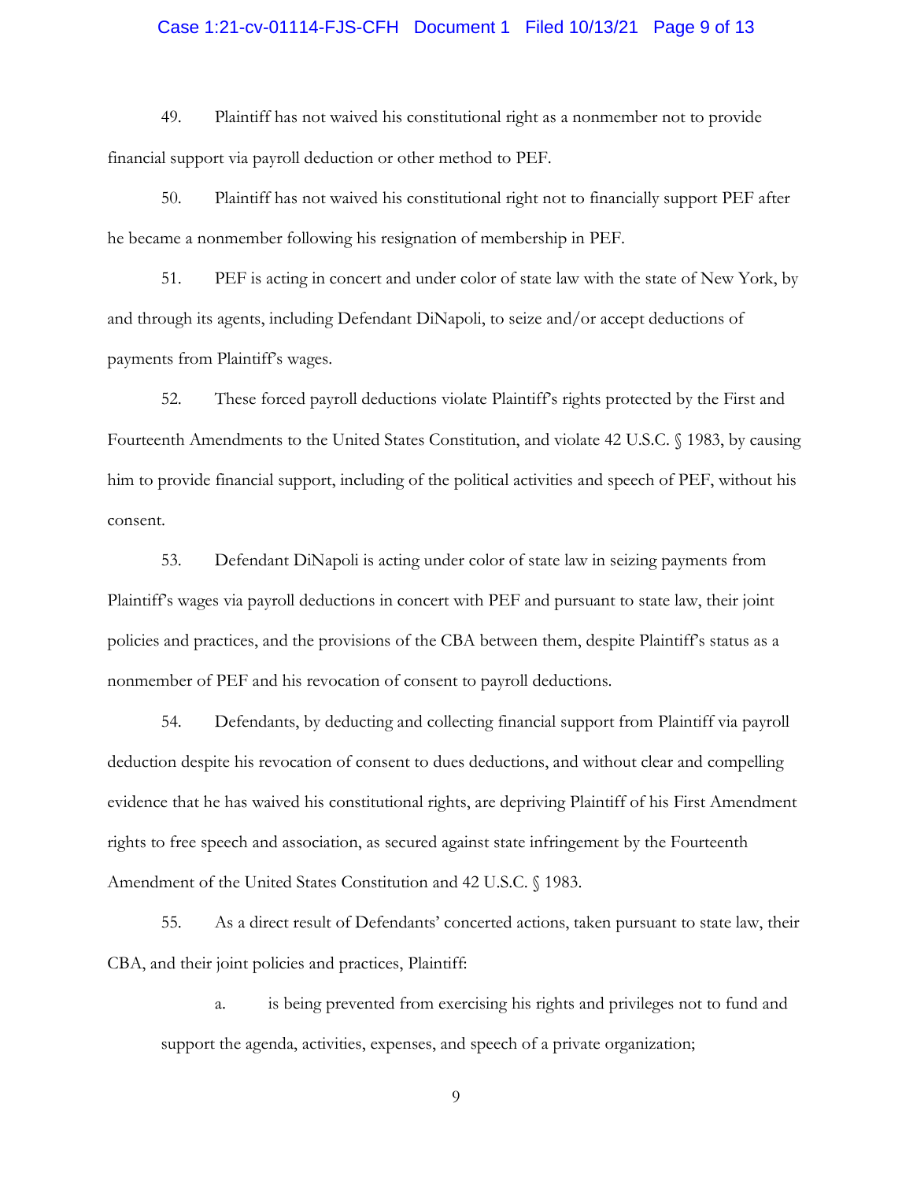49. Plaintiff has not waived his constitutional right as a nonmember not to provide financial support via payroll deduction or other method to PEF.

50. Plaintiff has not waived his constitutional right not to financially support PEF after he became a nonmember following his resignation of membership in PEF.

51. PEF is acting in concert and under color of state law with the state of New York, by and through its agents, including Defendant DiNapoli, to seize and/or accept deductions of payments from Plaintiff's wages.

52. These forced payroll deductions violate Plaintiff's rights protected by the First and Fourteenth Amendments to the United States Constitution, and violate 42 U.S.C. § 1983, by causing him to provide financial support, including of the political activities and speech of PEF, without his consent.

53. Defendant DiNapoli is acting under color of state law in seizing payments from Plaintiff's wages via payroll deductions in concert with PEF and pursuant to state law, their joint policies and practices, and the provisions of the CBA between them, despite Plaintiff's status as a nonmember of PEF and his revocation of consent to payroll deductions.

54. Defendants, by deducting and collecting financial support from Plaintiff via payroll deduction despite his revocation of consent to dues deductions, and without clear and compelling evidence that he has waived his constitutional rights, are depriving Plaintiff of his First Amendment rights to free speech and association, as secured against state infringement by the Fourteenth Amendment of the United States Constitution and 42 U.S.C. § 1983.

55. As a direct result of Defendants' concerted actions, taken pursuant to state law, their CBA, and their joint policies and practices, Plaintiff:

a. is being prevented from exercising his rights and privileges not to fund and support the agenda, activities, expenses, and speech of a private organization;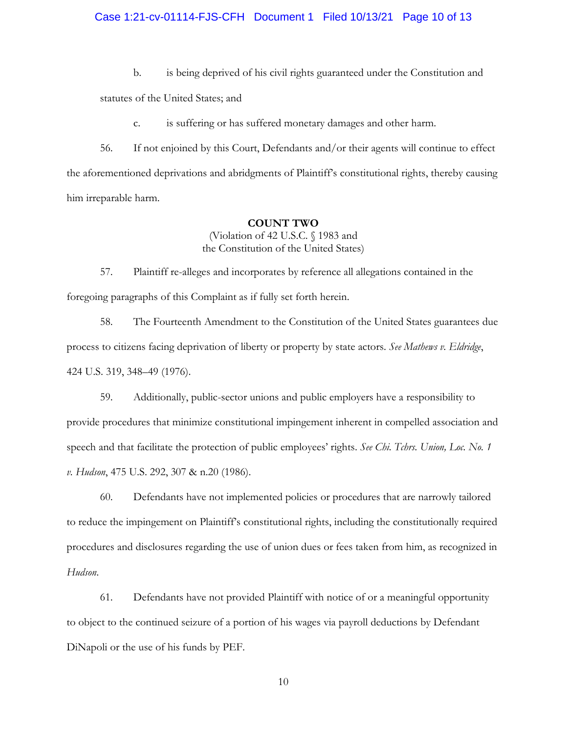b. is being deprived of his civil rights guaranteed under the Constitution and statutes of the United States; and

c. is suffering or has suffered monetary damages and other harm.

56. If not enjoined by this Court, Defendants and/or their agents will continue to effect the aforementioned deprivations and abridgments of Plaintiff's constitutional rights, thereby causing him irreparable harm.

**COUNT TWO**

(Violation of 42 U.S.C. § 1983 and the Constitution of the United States)

57. Plaintiff re-alleges and incorporates by reference all allegations contained in the foregoing paragraphs of this Complaint as if fully set forth herein.

58. The Fourteenth Amendment to the Constitution of the United States guarantees due process to citizens facing deprivation of liberty or property by state actors. *See Mathews v. Eldridge*, 424 U.S. 319, 348–49 (1976).

59. Additionally, public-sector unions and public employers have a responsibility to provide procedures that minimize constitutional impingement inherent in compelled association and speech and that facilitate the protection of public employees' rights. *See Chi. Tchrs. Union, Loc. No. 1 v. Hudson*, 475 U.S. 292, 307 & n.20 (1986).

60. Defendants have not implemented policies or procedures that are narrowly tailored to reduce the impingement on Plaintiff's constitutional rights, including the constitutionally required procedures and disclosures regarding the use of union dues or fees taken from him, as recognized in *Hudson*.

61. Defendants have not provided Plaintiff with notice of or a meaningful opportunity to object to the continued seizure of a portion of his wages via payroll deductions by Defendant DiNapoli or the use of his funds by PEF.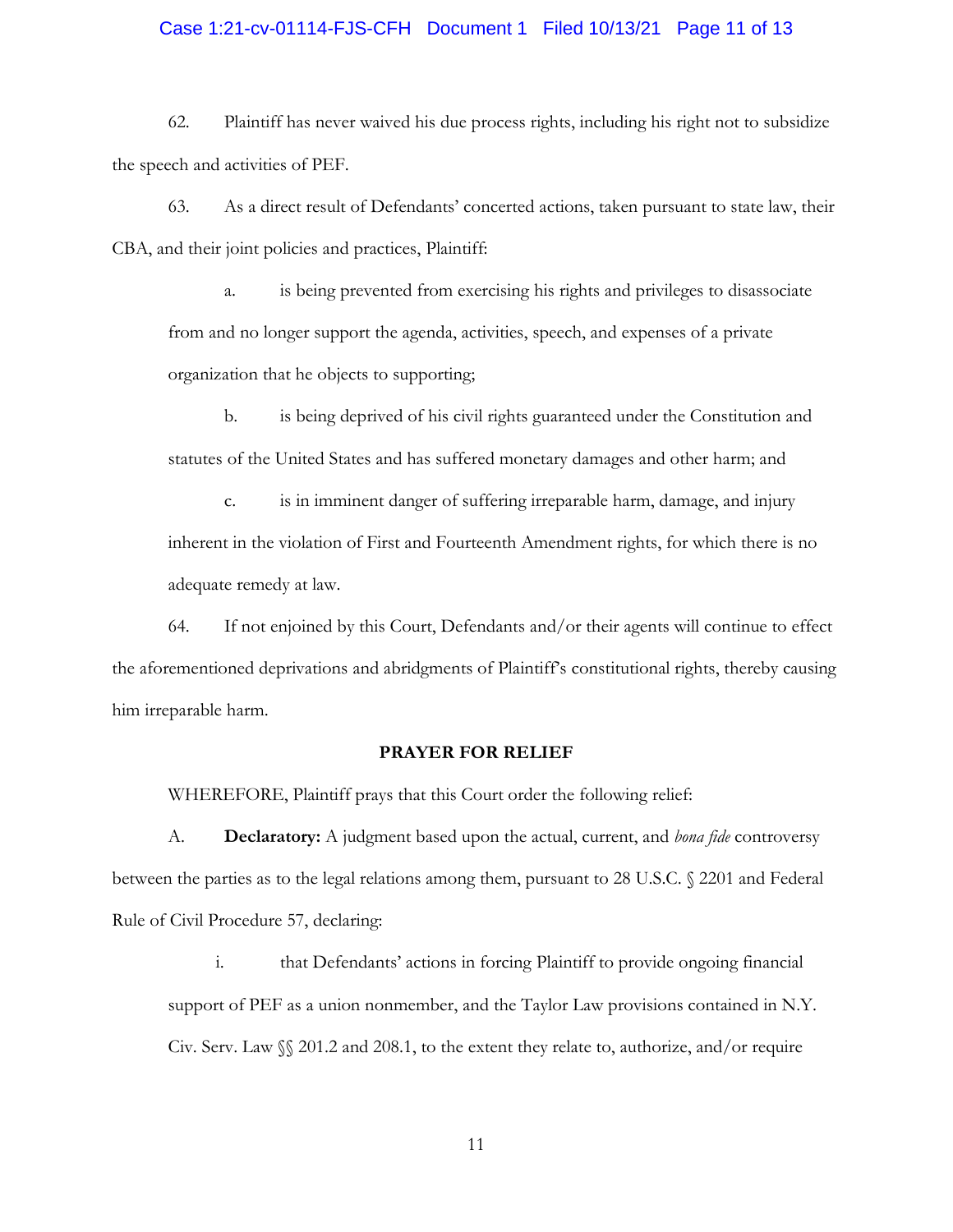62. Plaintiff has never waived his due process rights, including his right not to subsidize the speech and activities of PEF.

63. As a direct result of Defendants' concerted actions, taken pursuant to state law, their CBA, and their joint policies and practices, Plaintiff:

a. is being prevented from exercising his rights and privileges to disassociate from and no longer support the agenda, activities, speech, and expenses of a private organization that he objects to supporting;

b. is being deprived of his civil rights guaranteed under the Constitution and statutes of the United States and has suffered monetary damages and other harm; and

c. is in imminent danger of suffering irreparable harm, damage, and injury inherent in the violation of First and Fourteenth Amendment rights, for which there is no adequate remedy at law.

64. If not enjoined by this Court, Defendants and/or their agents will continue to effect the aforementioned deprivations and abridgments of Plaintiff's constitutional rights, thereby causing him irreparable harm.

## PRAYER FOR RELIEF

WHEREFORE, Plaintiff prays that this Court order the following relief:

A. **Declaratory:** A judgment based upon the actual, current, and *bona fide* controversy between the parties as to the legal relations among them, pursuant to 28 U.S.C. § 2201 and Federal Rule of Civil Procedure 57, declaring:

i. that Defendants' actions in forcing Plaintiff to provide ongoing financial support of PEF as a union nonmember, and the Taylor Law provisions contained in N.Y. Civ. Serv. Law §§ 201.2 and 208.1, to the extent they relate to, authorize, and/or require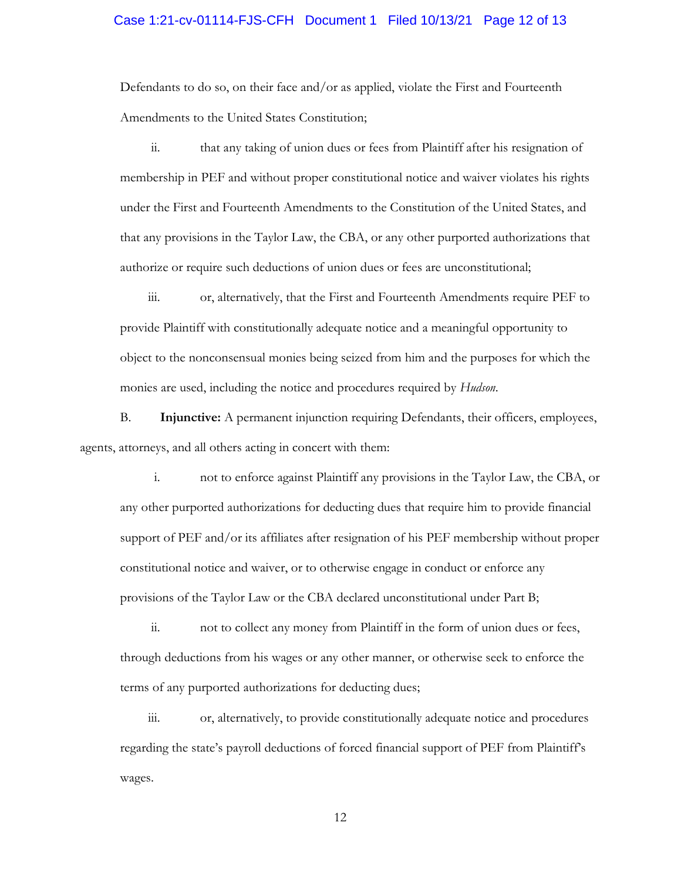Defendants to do so, on their face and/or as applied, violate the First and Fourteenth Amendments to the United States Constitution;

ii. that any taking of union dues or fees from Plaintiff after his resignation of membership in PEF and without proper constitutional notice and waiver violates his rights under the First and Fourteenth Amendments to the Constitution of the United States, and that any provisions in the Taylor Law, the CBA, or any other purported authorizations that authorize or require such deductions of union dues or fees are unconstitutional;

iii. or, alternatively, that the First and Fourteenth Amendments require PEF to provide Plaintiff with constitutionally adequate notice and a meaningful opportunity to object to the nonconsensual monies being seized from him and the purposes for which the monies are used, including the notice and procedures required by *Hudson*.

B. **Injunctive:** A permanent injunction requiring Defendants, their officers, employees, agents, attorneys, and all others acting in concert with them:

i. not to enforce against Plaintiff any provisions in the Taylor Law, the CBA, or any other purported authorizations for deducting dues that require him to provide financial support of PEF and/or its affiliates after resignation of his PEF membership without proper constitutional notice and waiver, or to otherwise engage in conduct or enforce any provisions of the Taylor Law or the CBA declared unconstitutional under Part B;

ii. not to collect any money from Plaintiff in the form of union dues or fees, through deductions from his wages or any other manner, or otherwise seek to enforce the terms of any purported authorizations for deducting dues;

iii. or, alternatively, to provide constitutionally adequate notice and procedures regarding the state's payroll deductions of forced financial support of PEF from Plaintiff's wages.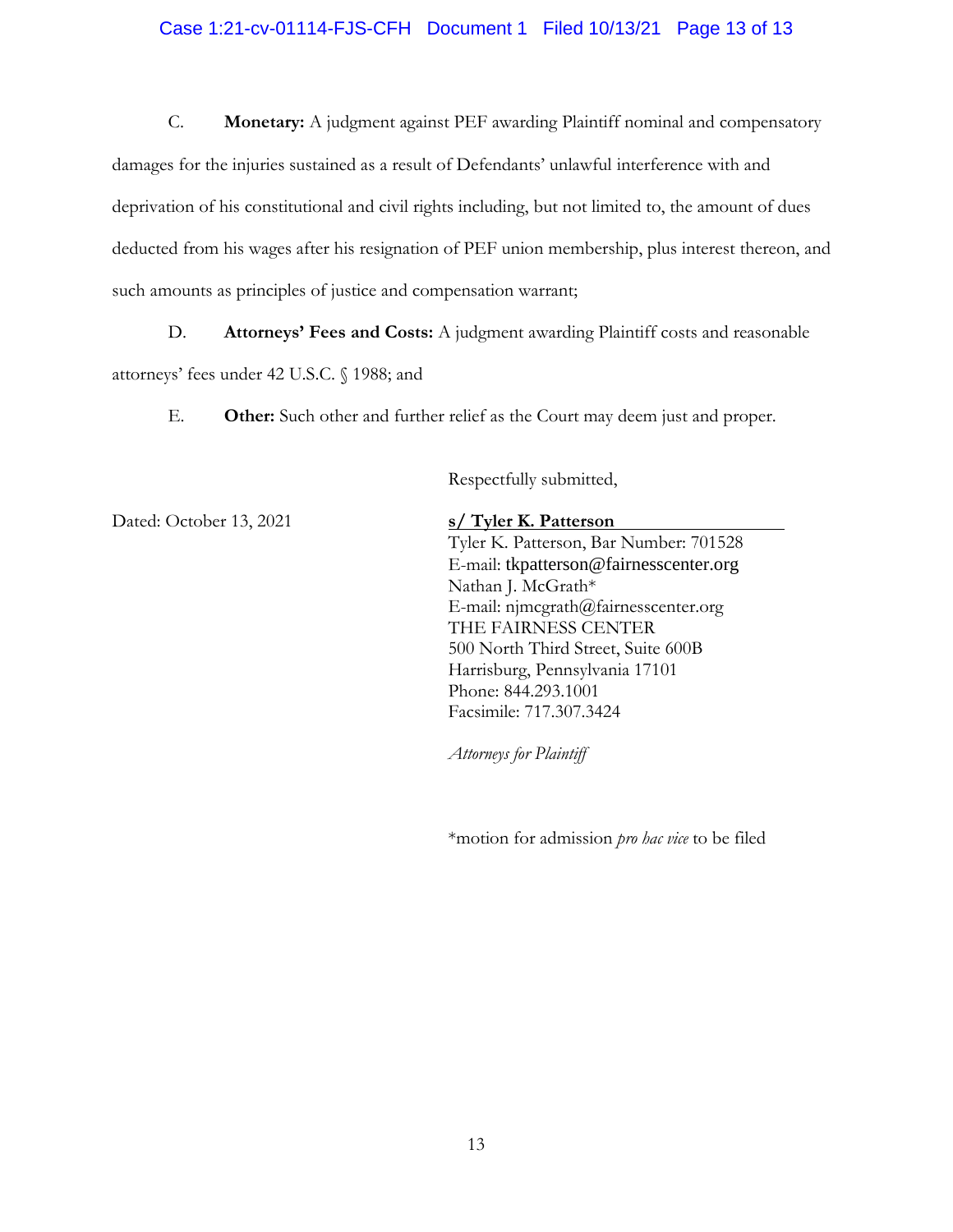C. **Monetary:** A judgment against PEF awarding Plaintiff nominal and compensatory damages for the injuries sustained as a result of Defendants' unlawful interference with and deprivation of his constitutional and civil rights including, but not limited to, the amount of dues deducted from his wages after his resignation of PEF union membership, plus interest thereon, and such amounts as principles of justice and compensation warrant;

D. **Attorneys' Fees and Costs:** A judgment awarding Plaintiff costs and reasonable attorneys' fees under 42 U.S.C. § 1988; and

E. **Other:** Such other and further relief as the Court may deem just and proper.

Respectfully submitted,

Dated: October 13, 2021

**s/ Tyler K. Patterson**
Tyler K. Patterson, Bar Number: 701528
E-mail: tkpatterson@fairnesscenter.org
Nathan J. McGrath*
E-mail: njmcgrath@fairnesscenter.org
THE FAIRNESS CENTER
500 North Third Street, Suite 600B
Harrisburg, Pennsylvania 17101
Phone: 844.293.1001
Facsimile: 717.307.3424

*Attorneys for Plaintiff*

*motion for admission *pro hac vice* to be filed